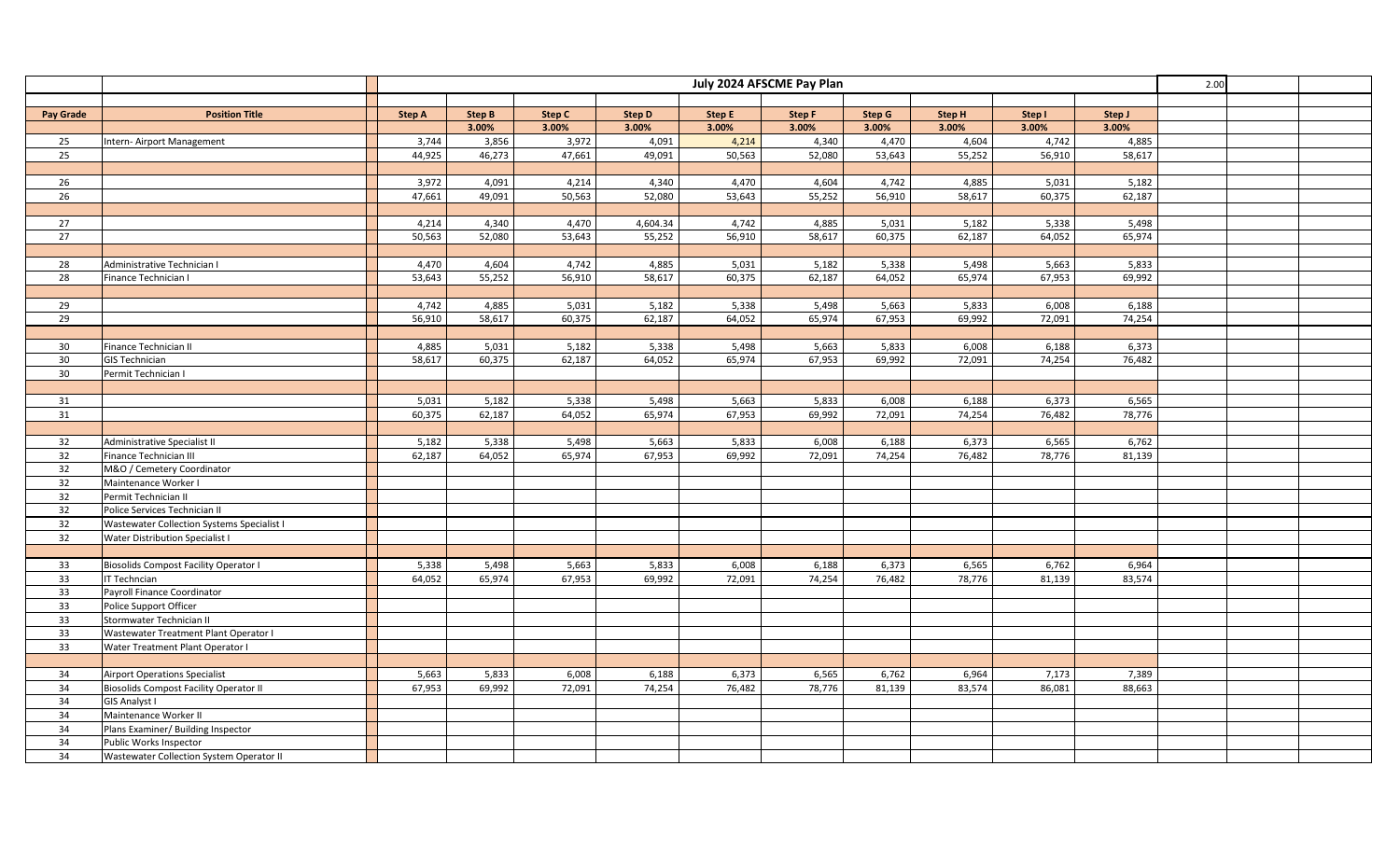| Pay Grade | Position Title | Step A | Step B | Step C | Step D | Step E | Step F | Step G | Step H | Step I | Step J |
|---|---|---|---|---|---|---|---|---|---|---|---|
| | | | 3.00% | 3.00% | 3.00% | 3.00% | 3.00% | 3.00% | 3.00% | 3.00% | 3.00% |
| 25 | Intern- Airport Management | 3,744 | 3,856 | 3,972 | 4,091 | 4,214 | 4,340 | 4,470 | 4,604 | 4,742 | 4,885 |
| 25 | | 44,925 | 46,273 | 47,661 | 49,091 | 50,563 | 52,080 | 53,643 | 55,252 | 56,910 | 58,617 |
| | | | | | | | | | | | |
| 26 | | 3,972 | 4,091 | 4,214 | 4,340 | 4,470 | 4,604 | 4,742 | 4,885 | 5,031 | 5,182 |
| 26 | | 47,661 | 49,091 | 50,563 | 52,080 | 53,643 | 55,252 | 56,910 | 58,617 | 60,375 | 62,187 |
| | | | | | | | | | | | |
| 27 | | 4,214 | 4,340 | 4,470 | 4,604.34 | 4,742 | 4,885 | 5,031 | 5,182 | 5,338 | 5,498 |
| 27 | | 50,563 | 52,080 | 53,643 | 55,252 | 56,910 | 58,617 | 60,375 | 62,187 | 64,052 | 65,974 |
| | | | | | | | | | | | |
| 28 | Administrative Technician I | 4,470 | 4,604 | 4,742 | 4,885 | 5,031 | 5,182 | 5,338 | 5,498 | 5,663 | 5,833 |
| 28 | Finance Technician I | 53,643 | 55,252 | 56,910 | 58,617 | 60,375 | 62,187 | 64,052 | 65,974 | 67,953 | 69,992 |
| | | | | | | | | | | | |
| 29 | | 4,742 | 4,885 | 5,031 | 5,182 | 5,338 | 5,498 | 5,663 | 5,833 | 6,008 | 6,188 |
| 29 | | 56,910 | 58,617 | 60,375 | 62,187 | 64,052 | 65,974 | 67,953 | 69,992 | 72,091 | 74,254 |
| | | | | | | | | | | | |
| 30 | Finance Technician II | 4,885 | 5,031 | 5,182 | 5,338 | 5,498 | 5,663 | 5,833 | 6,008 | 6,188 | 6,373 |
| 30 | GIS Technician | 58,617 | 60,375 | 62,187 | 64,052 | 65,974 | 67,953 | 69,992 | 72,091 | 74,254 | 76,482 |
| 30 | Permit Technician I | | | | | | | | | | |
| | | | | | | | | | | | |
| 31 | | 5,031 | 5,182 | 5,338 | 5,498 | 5,663 | 5,833 | 6,008 | 6,188 | 6,373 | 6,565 |
| 31 | | 60,375 | 62,187 | 64,052 | 65,974 | 67,953 | 69,992 | 72,091 | 74,254 | 76,482 | 78,776 |
| | | | | | | | | | | | |
| 32 | Administrative Specialist II | 5,182 | 5,338 | 5,498 | 5,663 | 5,833 | 6,008 | 6,188 | 6,373 | 6,565 | 6,762 |
| 32 | Finance Technician III | 62,187 | 64,052 | 65,974 | 67,953 | 69,992 | 72,091 | 74,254 | 76,482 | 78,776 | 81,139 |
| 32 | M&O / Cemetery Coordinator | | | | | | | | | | |
| 32 | Maintenance Worker I | | | | | | | | | | |
| 32 | Permit Technician II | | | | | | | | | | |
| 32 | Police Services Technician II | | | | | | | | | | |
| 32 | Wastewater Collection Systems Specialist I | | | | | | | | | | |
| 32 | Water Distribution Specialist I | | | | | | | | | | |
| | | | | | | | | | | | |
| 33 | Biosolids Compost Facility Operator I | 5,338 | 5,498 | 5,663 | 5,833 | 6,008 | 6,188 | 6,373 | 6,565 | 6,762 | 6,964 |
| 33 | IT Techncian | 64,052 | 65,974 | 67,953 | 69,992 | 72,091 | 74,254 | 76,482 | 78,776 | 81,139 | 83,574 |
| 33 | Payroll Finance Coordinator | | | | | | | | | | |
| 33 | Police Support Officer | | | | | | | | | | |
| 33 | Stormwater Technician II | | | | | | | | | | |
| 33 | Wastewater Treatment Plant Operator I | | | | | | | | | | |
| 33 | Water Treatment Plant Operator I | | | | | | | | | | |
| | | | | | | | | | | | |
| 34 | Airport Operations Specialist | 5,663 | 5,833 | 6,008 | 6,188 | 6,373 | 6,565 | 6,762 | 6,964 | 7,173 | 7,389 |
| 34 | Biosolids Compost Facility Operator II | 67,953 | 69,992 | 72,091 | 74,254 | 76,482 | 78,776 | 81,139 | 83,574 | 86,081 | 88,663 |
| 34 | GIS Analyst I | | | | | | | | | | |
| 34 | Maintenance Worker II | | | | | | | | | | |
| 34 | Plans Examiner/ Building Inspector | | | | | | | | | | |
| 34 | Public Works Inspector | | | | | | | | | | |
| 34 | Wastewater Collection System Operator II | | | | | | | | | | |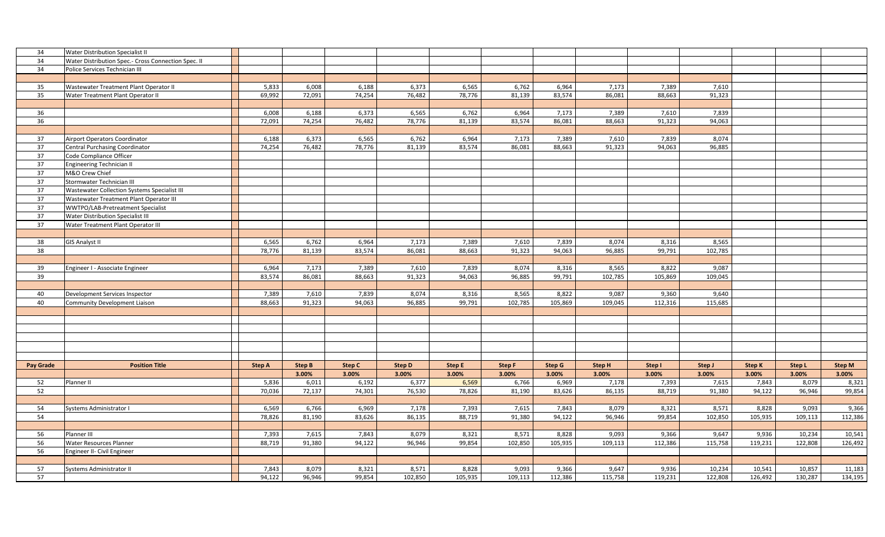| | | | | | | | | | | | | | | |
|---|---|---|---|---|---|---|---|---|---|---|---|---|---|---|
| 34 | Water Distribution Specialist II | | | | | | | | | | | | | |
| 34 | Water Distribution Spec.- Cross Connection Spec. II | | | | | | | | | | | | | |
| 34 | Police Services Technician III | | | | | | | | | | | | | |
| | | | | | | | | | | | | | | |
| 35 | Wastewater Treatment Plant Operator II | 5,833 | 6,008 | 6,188 | 6,373 | 6,565 | 6,762 | 6,964 | 7,173 | 7,389 | 7,610 | | | |
| 35 | Water Treatment Plant Operator II | 69,992 | 72,091 | 74,254 | 76,482 | 78,776 | 81,139 | 83,574 | 86,081 | 88,663 | 91,323 | | | |
| | | | | | | | | | | | | | | |
| 36 | | 6,008 | 6,188 | 6,373 | 6,565 | 6,762 | 6,964 | 7,173 | 7,389 | 7,610 | 7,839 | | | |
| 36 | | 72,091 | 74,254 | 76,482 | 78,776 | 81,139 | 83,574 | 86,081 | 88,663 | 91,323 | 94,063 | | | |
| | | | | | | | | | | | | | | |
| 37 | Airport Operators Coordinator | 6,188 | 6,373 | 6,565 | 6,762 | 6,964 | 7,173 | 7,389 | 7,610 | 7,839 | 8,074 | | | |
| 37 | Central Purchasing Coordinator | 74,254 | 76,482 | 78,776 | 81,139 | 83,574 | 86,081 | 88,663 | 91,323 | 94,063 | 96,885 | | | |
| 37 | Code Compliance Officer | | | | | | | | | | | | | |
| 37 | Engineering Technician II | | | | | | | | | | | | | |
| 37 | M&O Crew Chief | | | | | | | | | | | | | |
| 37 | Stormwater Technician III | | | | | | | | | | | | | |
| 37 | Wastewater Collection Systems Specialist III | | | | | | | | | | | | | |
| 37 | Wastewater Treatment Plant Operator III | | | | | | | | | | | | | |
| 37 | WWTPO/LAB-Pretreatment Specialist | | | | | | | | | | | | | |
| 37 | Water Distribution Specialist III | | | | | | | | | | | | | |
| 37 | Water Treatment Plant Operator III | | | | | | | | | | | | | |
| | | | | | | | | | | | | | | |
| 38 | GIS Analyst II | 6,565 | 6,762 | 6,964 | 7,173 | 7,389 | 7,610 | 7,839 | 8,074 | 8,316 | 8,565 | | | |
| 38 | | 78,776 | 81,139 | 83,574 | 86,081 | 88,663 | 91,323 | 94,063 | 96,885 | 99,791 | 102,785 | | | |
| | | | | | | | | | | | | | | |
| 39 | Engineer I - Associate Engineer | 6,964 | 7,173 | 7,389 | 7,610 | 7,839 | 8,074 | 8,316 | 8,565 | 8,822 | 9,087 | | | |
| 39 | | 83,574 | 86,081 | 88,663 | 91,323 | 94,063 | 96,885 | 99,791 | 102,785 | 105,869 | 109,045 | | | |
| | | | | | | | | | | | | | | |
| 40 | Development Services Inspector | 7,389 | 7,610 | 7,839 | 8,074 | 8,316 | 8,565 | 8,822 | 9,087 | 9,360 | 9,640 | | | |
| 40 | Community Development Liaison | 88,663 | 91,323 | 94,063 | 96,885 | 99,791 | 102,785 | 105,869 | 109,045 | 112,316 | 115,685 | | | |

| Pay Grade | Position Title | Step A | Step B | Step C | Step D | Step E | Step F | Step G | Step H | Step I | Step J | Step K | Step L | Step M |
|---|---|---|---|---|---|---|---|---|---|---|---|---|---|---|
| | | | 3.00% | 3.00% | 3.00% | 3.00% | 3.00% | 3.00% | 3.00% | 3.00% | 3.00% | 3.00% | 3.00% | 3.00% |
| 52 | Planner II | 5,836 | 6,011 | 6,192 | 6,377 | 6,569 | 6,766 | 6,969 | 7,178 | 7,393 | 7,615 | 7,843 | 8,079 | 8,321 |
| 52 | | 70,036 | 72,137 | 74,301 | 76,530 | 78,826 | 81,190 | 83,626 | 86,135 | 88,719 | 91,380 | 94,122 | 96,946 | 99,854 |
| | | | | | | | | | | | | | | |
| 54 | Systems Administrator I | 6,569 | 6,766 | 6,969 | 7,178 | 7,393 | 7,615 | 7,843 | 8,079 | 8,321 | 8,571 | 8,828 | 9,093 | 9,366 |
| 54 | | 78,826 | 81,190 | 83,626 | 86,135 | 88,719 | 91,380 | 94,122 | 96,946 | 99,854 | 102,850 | 105,935 | 109,113 | 112,386 |
| | | | | | | | | | | | | | | |
| 56 | Planner III | 7,393 | 7,615 | 7,843 | 8,079 | 8,321 | 8,571 | 8,828 | 9,093 | 9,366 | 9,647 | 9,936 | 10,234 | 10,541 |
| 56 | Water Resources Planner | 88,719 | 91,380 | 94,122 | 96,946 | 99,854 | 102,850 | 105,935 | 109,113 | 112,386 | 115,758 | 119,231 | 122,808 | 126,492 |
| 56 | Engineer II- Civil Engineer | | | | | | | | | | | | | |
| | | | | | | | | | | | | | | |
| 57 | Systems Administrator II | 7,843 | 8,079 | 8,321 | 8,571 | 8,828 | 9,093 | 9,366 | 9,647 | 9,936 | 10,234 | 10,541 | 10,857 | 11,183 |
| 57 | | 94,122 | 96,946 | 99,854 | 102,850 | 105,935 | 109,113 | 112,386 | 115,758 | 119,231 | 122,808 | 126,492 | 130,287 | 134,195 |